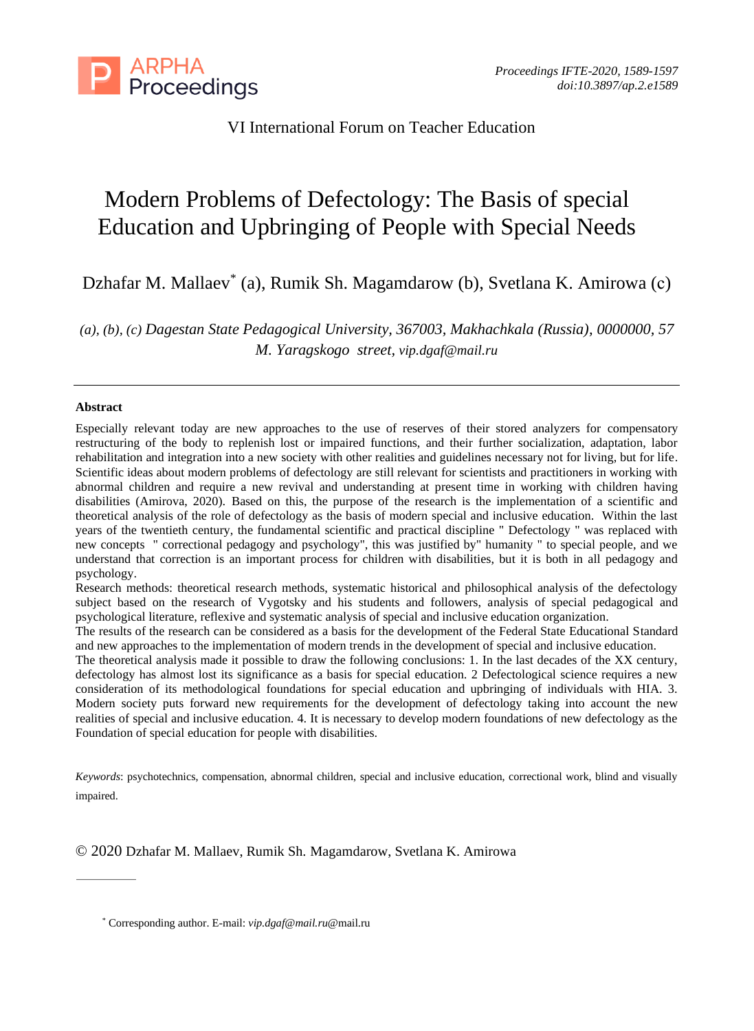VI International Forum on Teacher Education

# Modern Problems of Defectology: The Basis of special Education and Upbringing of People with Special Needs

Dzhafar M. Mallaev* (a), Rumik Sh. Magamdarow (b), Svetlana K. Amirowa (c)

*(a), (b), (c) Dagestan State Pedagogical University, 367003, Makhachkala (Russia), 0000000, 57 M. Yaragskogo street, vip.dgaf@mail.ru*

---

## Abstract

Especially relevant today are new approaches to the use of reserves of their stored analyzers for compensatory restructuring of the body to replenish lost or impaired functions, and their further socialization, adaptation, labor rehabilitation and integration into a new society with other realities and guidelines necessary not for living, but for life. Scientific ideas about modern problems of defectology are still relevant for scientists and practitioners in working with abnormal children and require a new revival and understanding at present time in working with children having disabilities (Amirova, 2020). Based on this, the purpose of the research is the implementation of a scientific and theoretical analysis of the role of defectology as the basis of modern special and inclusive education. Within the last years of the twentieth century, the fundamental scientific and practical discipline " Defectology " was replaced with new concepts " correctional pedagogy and psychology", this was justified by" humanity " to special people, and we understand that correction is an important process for children with disabilities, but it is both in all pedagogy and psychology.

Research methods: theoretical research methods, systematic historical and philosophical analysis of the defectology subject based on the research of Vygotsky and his students and followers, analysis of special pedagogical and psychological literature, reflexive and systematic analysis of special and inclusive education organization.

The results of the research can be considered as a basis for the development of the Federal State Educational Standard and new approaches to the implementation of modern trends in the development of special and inclusive education.

The theoretical analysis made it possible to draw the following conclusions: 1. In the last decades of the XX century, defectology has almost lost its significance as a basis for special education. 2 Defectological science requires a new consideration of its methodological foundations for special education and upbringing of individuals with HIA. 3. Modern society puts forward new requirements for the development of defectology taking into account the new realities of special and inclusive education. 4. It is necessary to develop modern foundations of new defectology as the Foundation of special education for people with disabilities.

*Keywords*: psychotechnics, compensation, abnormal children, special and inclusive education, correctional work, blind and visually impaired.

© 2020 Dzhafar M. Mallaev, Rumik Sh. Magamdarow, Svetlana K. Amirowa

---

* Corresponding author. E-mail: *vip.dgaf@mail.ru*@mail.ru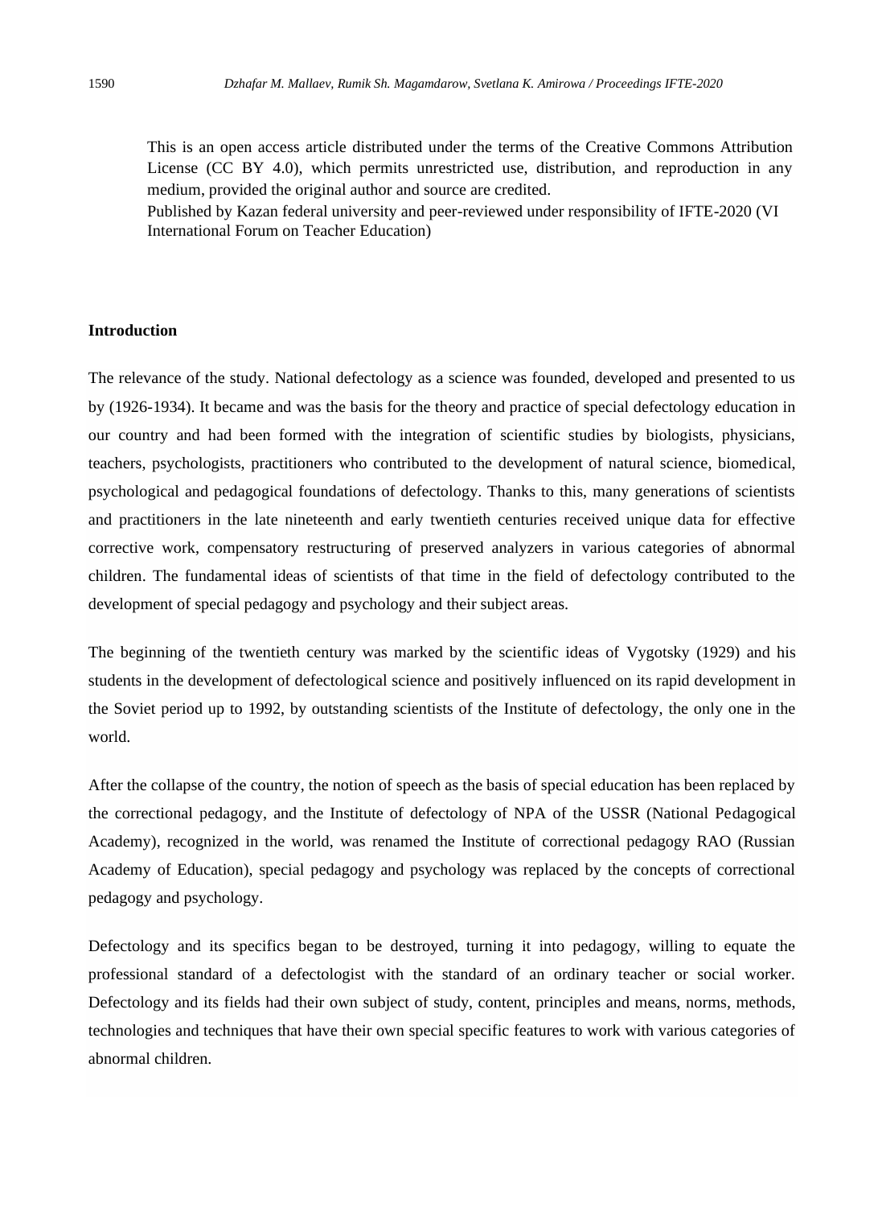This is an open access article distributed under the terms of the Creative Commons Attribution License (CC BY 4.0), which permits unrestricted use, distribution, and reproduction in any medium, provided the original author and source are credited.
Published by Kazan federal university and peer-reviewed under responsibility of IFTE-2020 (VI International Forum on Teacher Education)

## Introduction

The relevance of the study. National defectology as a science was founded, developed and presented to us by (1926-1934). It became and was the basis for the theory and practice of special defectology education in our country and had been formed with the integration of scientific studies by biologists, physicians, teachers, psychologists, practitioners who contributed to the development of natural science, biomedical, psychological and pedagogical foundations of defectology. Thanks to this, many generations of scientists and practitioners in the late nineteenth and early twentieth centuries received unique data for effective corrective work, compensatory restructuring of preserved analyzers in various categories of abnormal children. The fundamental ideas of scientists of that time in the field of defectology contributed to the development of special pedagogy and psychology and their subject areas.

The beginning of the twentieth century was marked by the scientific ideas of Vygotsky (1929) and his students in the development of defectological science and positively influenced on its rapid development in the Soviet period up to 1992, by outstanding scientists of the Institute of defectology, the only one in the world.

After the collapse of the country, the notion of speech as the basis of special education has been replaced by the correctional pedagogy, and the Institute of defectology of NPA of the USSR (National Pedagogical Academy), recognized in the world, was renamed the Institute of correctional pedagogy RAO (Russian Academy of Education), special pedagogy and psychology was replaced by the concepts of correctional pedagogy and psychology.

Defectology and its specifics began to be destroyed, turning it into pedagogy, willing to equate the professional standard of a defectologist with the standard of an ordinary teacher or social worker. Defectology and its fields had their own subject of study, content, principles and means, norms, methods, technologies and techniques that have their own special specific features to work with various categories of abnormal children.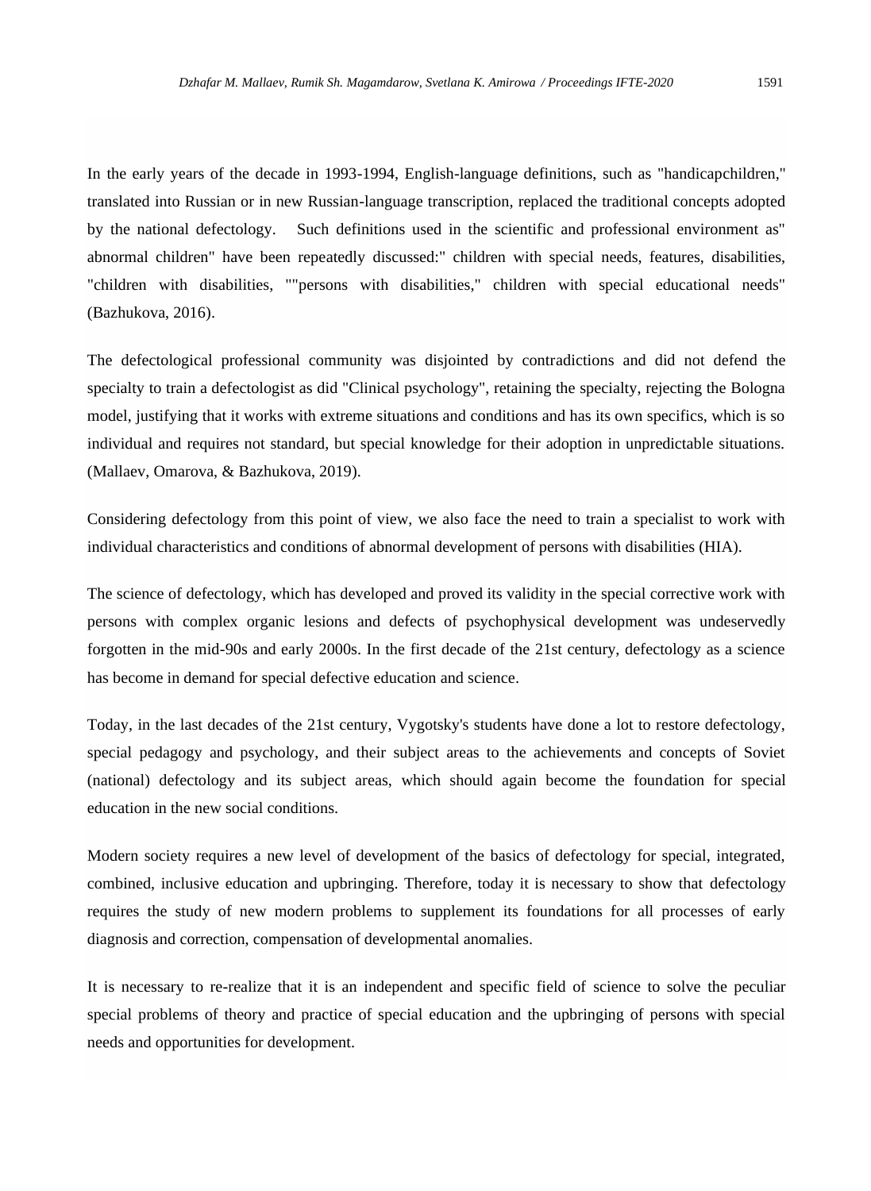In the early years of the decade in 1993-1994, English-language definitions, such as "handicapchildren," translated into Russian or in new Russian-language transcription, replaced the traditional concepts adopted by the national defectology. Such definitions used in the scientific and professional environment as" abnormal children" have been repeatedly discussed:" children with special needs, features, disabilities, "children with disabilities, ""persons with disabilities," children with special educational needs" (Bazhukova, 2016).

The defectological professional community was disjointed by contradictions and did not defend the specialty to train a defectologist as did "Clinical psychology", retaining the specialty, rejecting the Bologna model, justifying that it works with extreme situations and conditions and has its own specifics, which is so individual and requires not standard, but special knowledge for their adoption in unpredictable situations. (Mallaev, Omarova, & Bazhukova, 2019).

Considering defectology from this point of view, we also face the need to train a specialist to work with individual characteristics and conditions of abnormal development of persons with disabilities (HIA).

The science of defectology, which has developed and proved its validity in the special corrective work with persons with complex organic lesions and defects of psychophysical development was undeservedly forgotten in the mid-90s and early 2000s. In the first decade of the 21st century, defectology as a science has become in demand for special defective education and science.

Today, in the last decades of the 21st century, Vygotsky's students have done a lot to restore defectology, special pedagogy and psychology, and their subject areas to the achievements and concepts of Soviet (national) defectology and its subject areas, which should again become the foundation for special education in the new social conditions.

Modern society requires a new level of development of the basics of defectology for special, integrated, combined, inclusive education and upbringing. Therefore, today it is necessary to show that defectology requires the study of new modern problems to supplement its foundations for all processes of early diagnosis and correction, compensation of developmental anomalies.

It is necessary to re-realize that it is an independent and specific field of science to solve the peculiar special problems of theory and practice of special education and the upbringing of persons with special needs and opportunities for development.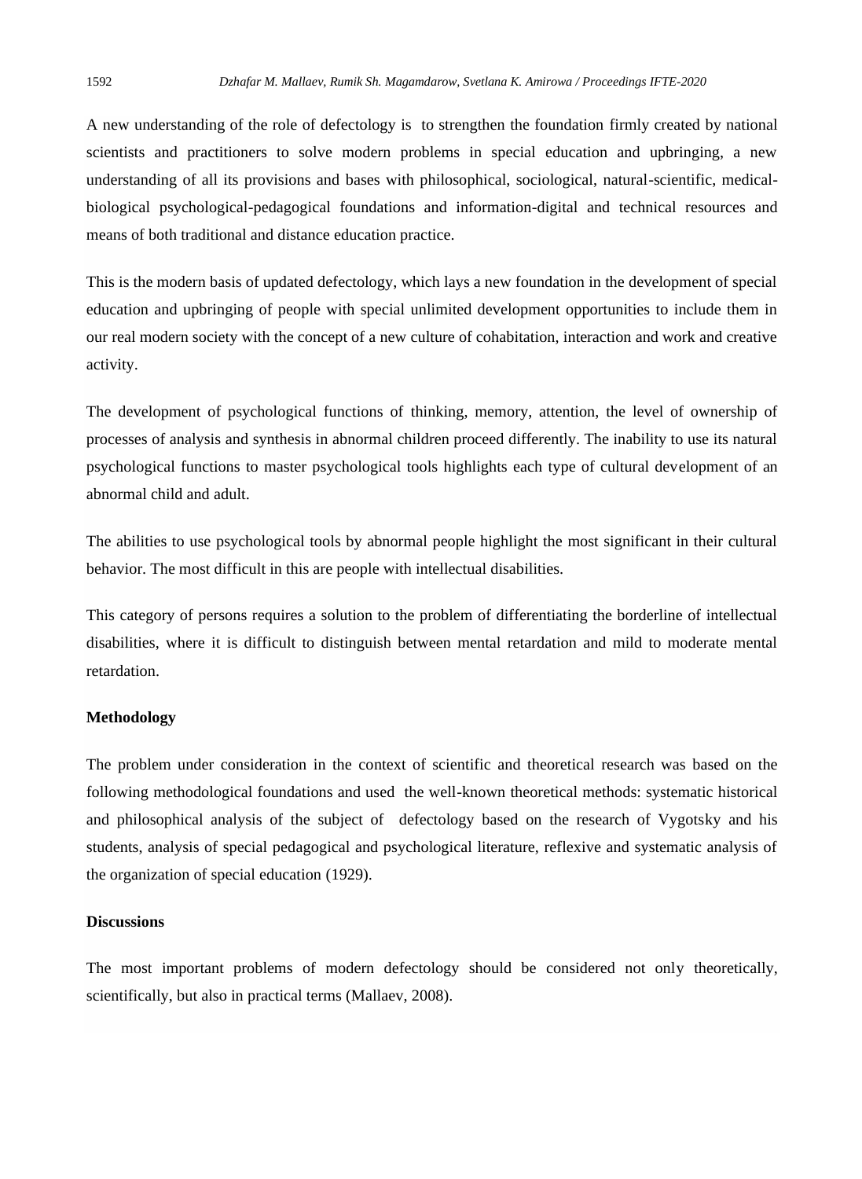A new understanding of the role of defectology is to strengthen the foundation firmly created by national scientists and practitioners to solve modern problems in special education and upbringing, a new understanding of all its provisions and bases with philosophical, sociological, natural-scientific, medical-biological psychological-pedagogical foundations and information-digital and technical resources and means of both traditional and distance education practice.

This is the modern basis of updated defectology, which lays a new foundation in the development of special education and upbringing of people with special unlimited development opportunities to include them in our real modern society with the concept of a new culture of cohabitation, interaction and work and creative activity.

The development of psychological functions of thinking, memory, attention, the level of ownership of processes of analysis and synthesis in abnormal children proceed differently. The inability to use its natural psychological functions to master psychological tools highlights each type of cultural development of an abnormal child and adult.

The abilities to use psychological tools by abnormal people highlight the most significant in their cultural behavior. The most difficult in this are people with intellectual disabilities.

This category of persons requires a solution to the problem of differentiating the borderline of intellectual disabilities, where it is difficult to distinguish between mental retardation and mild to moderate mental retardation.

**Methodology**

The problem under consideration in the context of scientific and theoretical research was based on the following methodological foundations and used the well-known theoretical methods: systematic historical and philosophical analysis of the subject of defectology based on the research of Vygotsky and his students, analysis of special pedagogical and psychological literature, reflexive and systematic analysis of the organization of special education (1929).

**Discussions**

The most important problems of modern defectology should be considered not only theoretically, scientifically, but also in practical terms (Mallaev, 2008).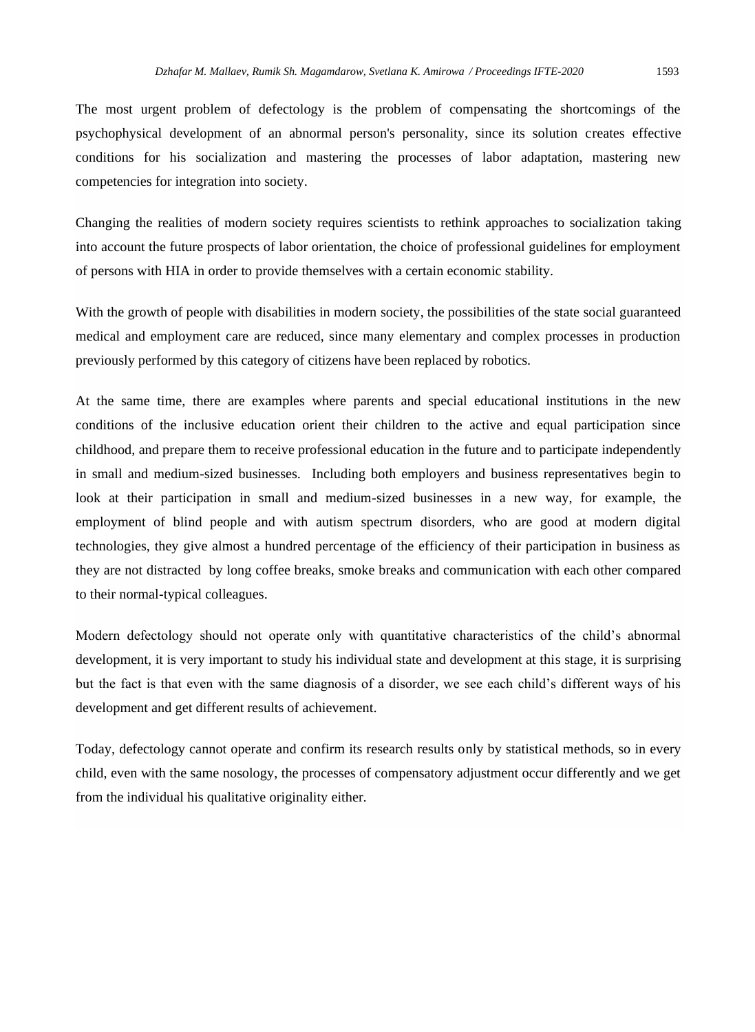The most urgent problem of defectology is the problem of compensating the shortcomings of the psychophysical development of an abnormal person's personality, since its solution creates effective conditions for his socialization and mastering the processes of labor adaptation, mastering new competencies for integration into society.

Changing the realities of modern society requires scientists to rethink approaches to socialization taking into account the future prospects of labor orientation, the choice of professional guidelines for employment of persons with HIA in order to provide themselves with a certain economic stability.

With the growth of people with disabilities in modern society, the possibilities of the state social guaranteed medical and employment care are reduced, since many elementary and complex processes in production previously performed by this category of citizens have been replaced by robotics.

At the same time, there are examples where parents and special educational institutions in the new conditions of the inclusive education orient their children to the active and equal participation since childhood, and prepare them to receive professional education in the future and to participate independently in small and medium-sized businesses. Including both employers and business representatives begin to look at their participation in small and medium-sized businesses in a new way, for example, the employment of blind people and with autism spectrum disorders, who are good at modern digital technologies, they give almost a hundred percentage of the efficiency of their participation in business as they are not distracted by long coffee breaks, smoke breaks and communication with each other compared to their normal-typical colleagues.

Modern defectology should not operate only with quantitative characteristics of the child's abnormal development, it is very important to study his individual state and development at this stage, it is surprising but the fact is that even with the same diagnosis of a disorder, we see each child's different ways of his development and get different results of achievement.

Today, defectology cannot operate and confirm its research results only by statistical methods, so in every child, even with the same nosology, the processes of compensatory adjustment occur differently and we get from the individual his qualitative originality either.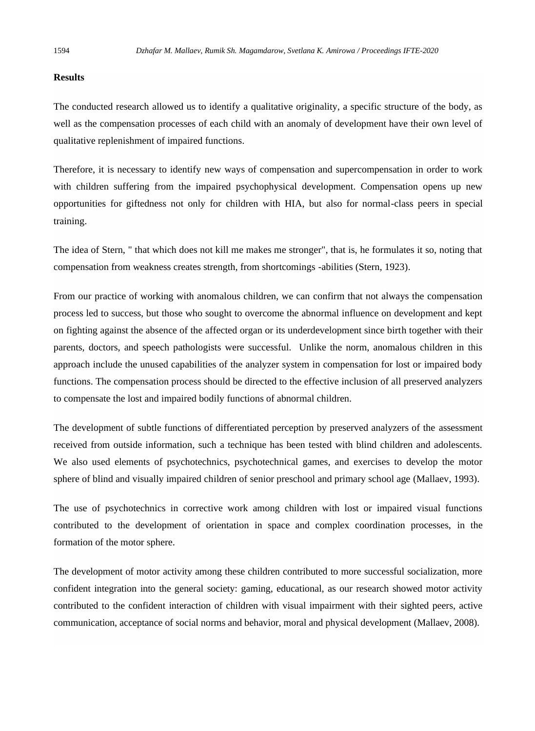**Results**

The conducted research allowed us to identify a qualitative originality, a specific structure of the body, as well as the compensation processes of each child with an anomaly of development have their own level of qualitative replenishment of impaired functions.

Therefore, it is necessary to identify new ways of compensation and supercompensation in order to work with children suffering from the impaired psychophysical development. Compensation opens up new opportunities for giftedness not only for children with HIA, but also for normal-class peers in special training.

The idea of Stern, " that which does not kill me makes me stronger", that is, he formulates it so, noting that compensation from weakness creates strength, from shortcomings -abilities (Stern, 1923).

From our practice of working with anomalous children, we can confirm that not always the compensation process led to success, but those who sought to overcome the abnormal influence on development and kept on fighting against the absence of the affected organ or its underdevelopment since birth together with their parents, doctors, and speech pathologists were successful. Unlike the norm, anomalous children in this approach include the unused capabilities of the analyzer system in compensation for lost or impaired body functions. The compensation process should be directed to the effective inclusion of all preserved analyzers to compensate the lost and impaired bodily functions of abnormal children.

The development of subtle functions of differentiated perception by preserved analyzers of the assessment received from outside information, such a technique has been tested with blind children and adolescents. We also used elements of psychotechnics, psychotechnical games, and exercises to develop the motor sphere of blind and visually impaired children of senior preschool and primary school age (Mallaev, 1993).

The use of psychotechnics in corrective work among children with lost or impaired visual functions contributed to the development of orientation in space and complex coordination processes, in the formation of the motor sphere.

The development of motor activity among these children contributed to more successful socialization, more confident integration into the general society: gaming, educational, as our research showed motor activity contributed to the confident interaction of children with visual impairment with their sighted peers, active communication, acceptance of social norms and behavior, moral and physical development (Mallaev, 2008).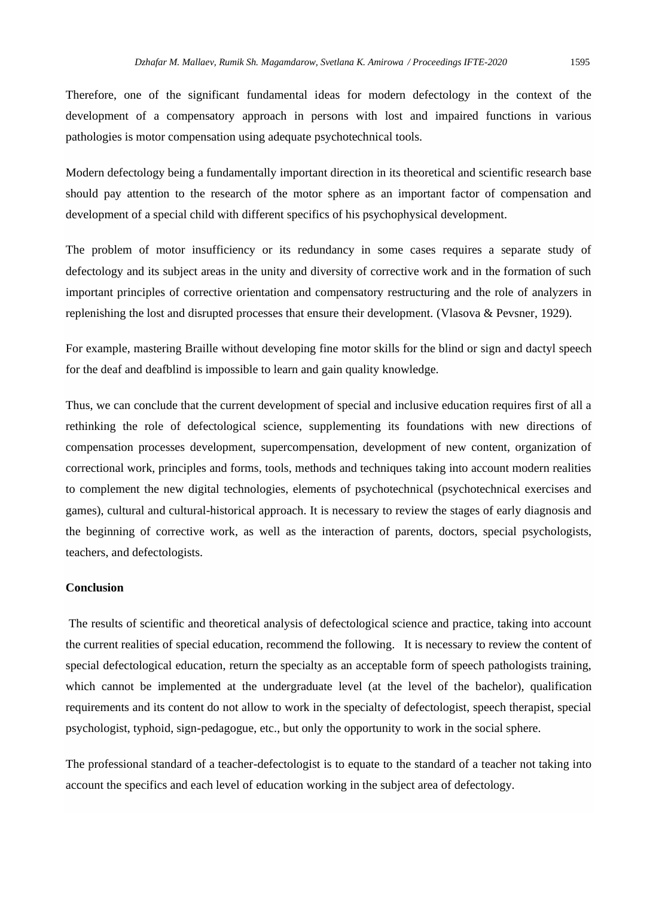Therefore, one of the significant fundamental ideas for modern defectology in the context of the development of a compensatory approach in persons with lost and impaired functions in various pathologies is motor compensation using adequate psychotechnical tools.

Modern defectology being a fundamentally important direction in its theoretical and scientific research base should pay attention to the research of the motor sphere as an important factor of compensation and development of a special child with different specifics of his psychophysical development.

The problem of motor insufficiency or its redundancy in some cases requires a separate study of defectology and its subject areas in the unity and diversity of corrective work and in the formation of such important principles of corrective orientation and compensatory restructuring and the role of analyzers in replenishing the lost and disrupted processes that ensure their development. (Vlasova & Pevsner, 1929).

For example, mastering Braille without developing fine motor skills for the blind or sign and dactyl speech for the deaf and deafblind is impossible to learn and gain quality knowledge.

Thus, we can conclude that the current development of special and inclusive education requires first of all a rethinking the role of defectological science, supplementing its foundations with new directions of compensation processes development, supercompensation, development of new content, organization of correctional work, principles and forms, tools, methods and techniques taking into account modern realities to complement the new digital technologies, elements of psychotechnical (psychotechnical exercises and games), cultural and cultural-historical approach. It is necessary to review the stages of early diagnosis and the beginning of corrective work, as well as the interaction of parents, doctors, special psychologists, teachers, and defectologists.

## Conclusion

The results of scientific and theoretical analysis of defectological science and practice, taking into account the current realities of special education, recommend the following. It is necessary to review the content of special defectological education, return the specialty as an acceptable form of speech pathologists training, which cannot be implemented at the undergraduate level (at the level of the bachelor), qualification requirements and its content do not allow to work in the specialty of defectologist, speech therapist, special psychologist, typhoid, sign-pedagogue, etc., but only the opportunity to work in the social sphere.

The professional standard of a teacher-defectologist is to equate to the standard of a teacher not taking into account the specifics and each level of education working in the subject area of defectology.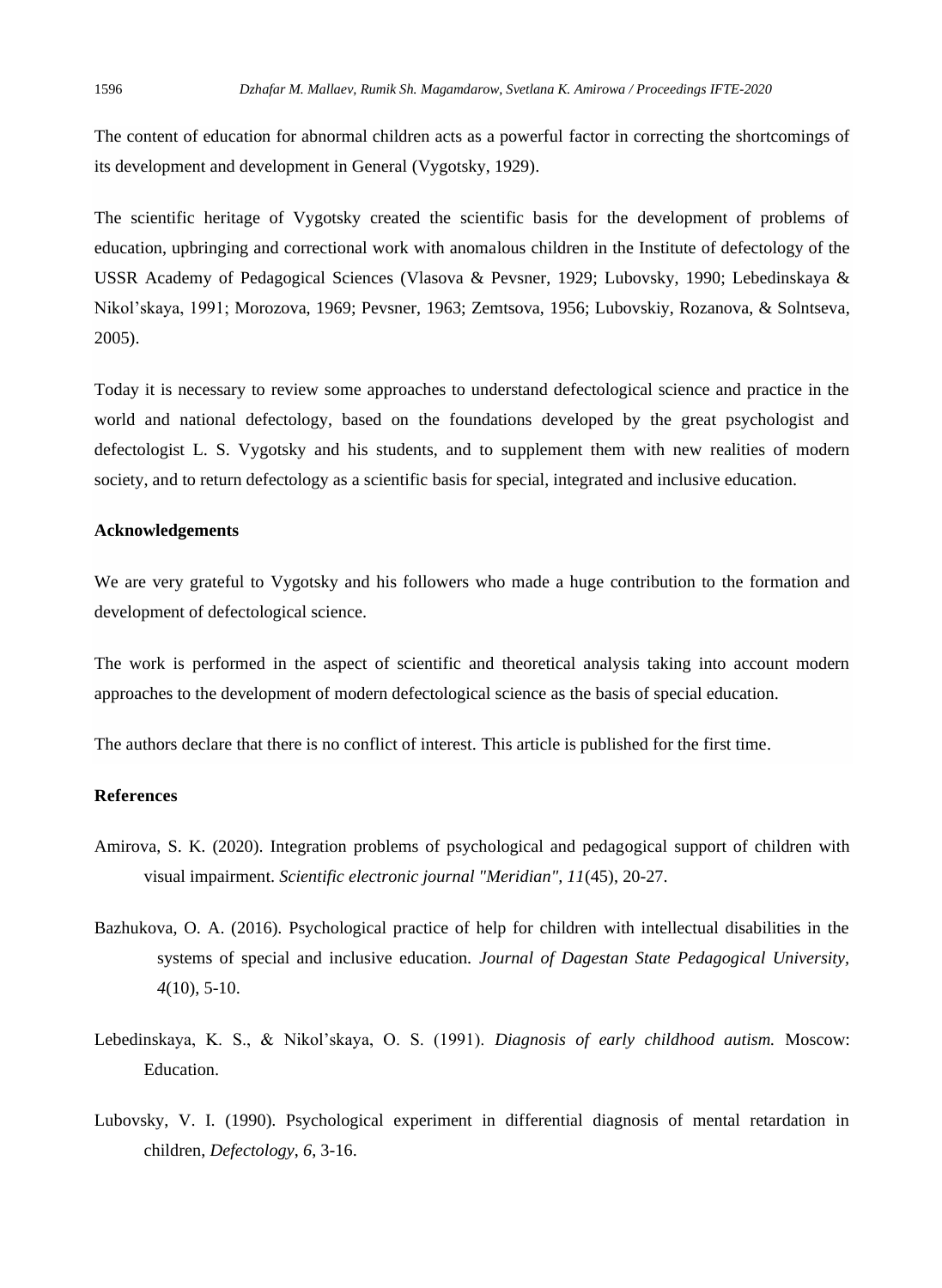The content of education for abnormal children acts as a powerful factor in correcting the shortcomings of its development and development in General (Vygotsky, 1929).

The scientific heritage of Vygotsky created the scientific basis for the development of problems of education, upbringing and correctional work with anomalous children in the Institute of defectology of the USSR Academy of Pedagogical Sciences (Vlasova & Pevsner, 1929; Lubovsky, 1990; Lebedinskaya & Nikol'skaya, 1991; Morozova, 1969; Pevsner, 1963; Zemtsova, 1956; Lubovskiy, Rozanova, & Solntseva, 2005).

Today it is necessary to review some approaches to understand defectological science and practice in the world and national defectology, based on the foundations developed by the great psychologist and defectologist L. S. Vygotsky and his students, and to supplement them with new realities of modern society, and to return defectology as a scientific basis for special, integrated and inclusive education.

## Acknowledgements

We are very grateful to Vygotsky and his followers who made a huge contribution to the formation and development of defectological science.

The work is performed in the aspect of scientific and theoretical analysis taking into account modern approaches to the development of modern defectological science as the basis of special education.

The authors declare that there is no conflict of interest. This article is published for the first time.

## References

Amirova, S. K. (2020). Integration problems of psychological and pedagogical support of children with visual impairment. *Scientific electronic journal "Meridian", 11*(45), 20-27.

Bazhukova, O. A. (2016). Psychological practice of help for children with intellectual disabilities in the systems of special and inclusive education. *Journal of Dagestan State Pedagogical University, 4*(10), 5-10.

Lebedinskaya, K. S., & Nikol'skaya, O. S. (1991). *Diagnosis of early childhood autism.* Moscow: Education.

Lubovsky, V. I. (1990). Psychological experiment in differential diagnosis of mental retardation in children, *Defectology*, *6*, 3-16.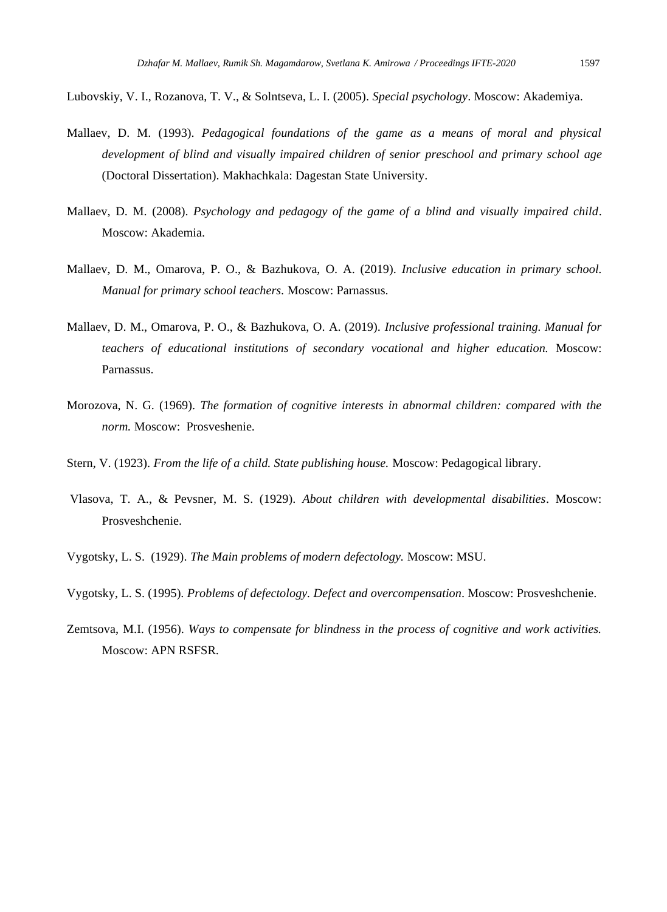Lubovskiy, V. I., Rozanova, T. V., & Solntseva, L. I. (2005). *Special psychology*. Moscow: Akademiya.

Mallaev, D. M. (1993). *Pedagogical foundations of the game as a means of moral and physical development of blind and visually impaired children of senior preschool and primary school age* (Doctoral Dissertation). Makhachkala: Dagestan State University.

Mallaev, D. M. (2008). *Psychology and pedagogy of the game of a blind and visually impaired child*. Moscow: Akademia.

Mallaev, D. M., Omarova, P. O., & Bazhukova, O. A. (2019). *Inclusive education in primary school. Manual for primary school teachers*. Moscow: Parnassus.

Mallaev, D. M., Omarova, P. O., & Bazhukova, O. A. (2019). *Inclusive professional training. Manual for teachers of educational institutions of secondary vocational and higher education.* Moscow: Parnassus.

Morozova, N. G. (1969). *The formation of cognitive interests in abnormal children: compared with the norm.* Moscow: Prosveshenie.

Stern, V. (1923). *From the life of a child. State publishing house.* Moscow: Pedagogical library.

Vlasova, T. A., & Pevsner, M. S. (1929). *About children with developmental disabilities*. Moscow: Prosveshchenie.

Vygotsky, L. S. (1929). *The Main problems of modern defectology.* Moscow: MSU.

Vygotsky, L. S. (1995). *Problems of defectology. Defect and overcompensation*. Moscow: Prosveshchenie.

Zemtsova, M.I. (1956). *Ways to compensate for blindness in the process of cognitive and work activities.* Moscow: APN RSFSR.